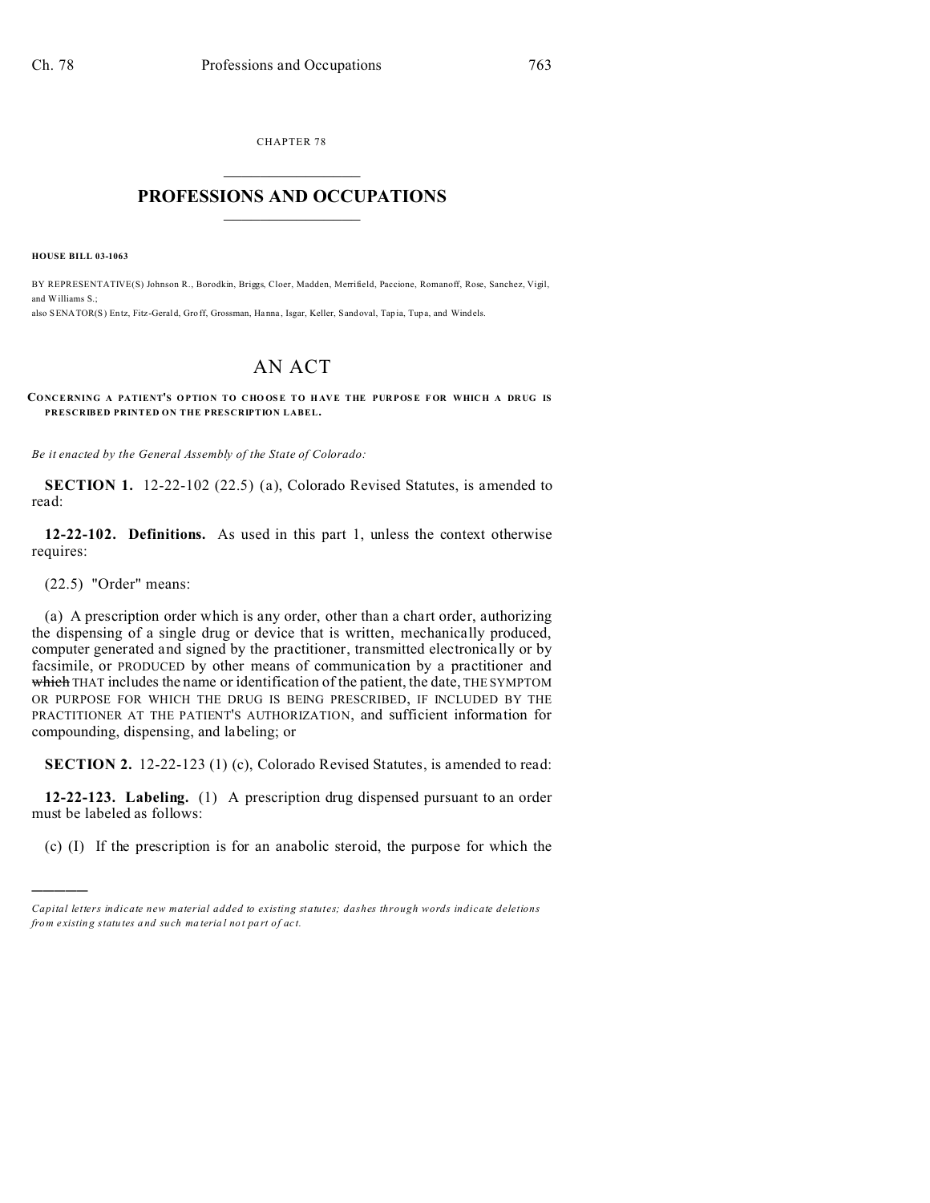CHAPTER 78

# PROFESSIONS AND OCCUPATIONS

**HOUSE BILL 03-1063**

BY REPRESENTATIVE(S) Johnson R., Borodkin, Briggs, Cloer, Madden, Merrifield, Paccione, Romanoff, Rose, Sanchez, Vigil, and Williams S.;
also SENATOR(S) Entz, Fitz-Gerald, Groff, Grossman, Hanna, Isgar, Keller, Sandoval, Tapia, Tupa, and Windels.

# AN ACT

**CONCERNING A PATIENT'S OPTION TO CHOOSE TO HAVE THE PURPOSE FOR WHICH A DRUG IS PRESCRIBED PRINTED ON THE PRESCRIPTION LABEL.**

*Be it enacted by the General Assembly of the State of Colorado:*

**SECTION 1.** 12-22-102 (22.5) (a), Colorado Revised Statutes, is amended to read:

**12-22-102. Definitions.** As used in this part 1, unless the context otherwise requires:

(22.5) "Order" means:

(a) A prescription order which is any order, other than a chart order, authorizing the dispensing of a single drug or device that is written, mechanically produced, computer generated and signed by the practitioner, transmitted electronically or by facsimile, or PRODUCED by other means of communication by a practitioner and ~~which~~ THAT includes the name or identification of the patient, the date, THE SYMPTOM OR PURPOSE FOR WHICH THE DRUG IS BEING PRESCRIBED, IF INCLUDED BY THE PRACTITIONER AT THE PATIENT'S AUTHORIZATION, and sufficient information for compounding, dispensing, and labeling; or

**SECTION 2.** 12-22-123 (1) (c), Colorado Revised Statutes, is amended to read:

**12-22-123. Labeling.** (1) A prescription drug dispensed pursuant to an order must be labeled as follows:

(c) (I) If the prescription is for an anabolic steroid, the purpose for which the

---

*Capital letters indicate new material added to existing statutes; dashes through words indicate deletions from existing statutes and such material not part of act.*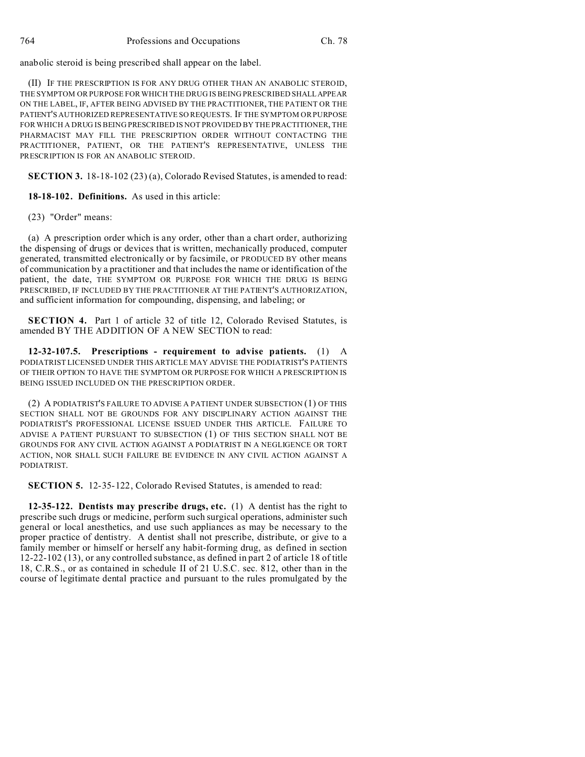anabolic steroid is being prescribed shall appear on the label.

(II) IF THE PRESCRIPTION IS FOR ANY DRUG OTHER THAN AN ANABOLIC STEROID, THE SYMPTOM OR PURPOSE FOR WHICH THE DRUG IS BEING PRESCRIBED SHALL APPEAR ON THE LABEL, IF, AFTER BEING ADVISED BY THE PRACTITIONER, THE PATIENT OR THE PATIENT'S AUTHORIZED REPRESENTATIVE SO REQUESTS. IF THE SYMPTOM OR PURPOSE FOR WHICH A DRUG IS BEING PRESCRIBED IS NOT PROVIDED BY THE PRACTITIONER, THE PHARMACIST MAY FILL THE PRESCRIPTION ORDER WITHOUT CONTACTING THE PRACTITIONER, PATIENT, OR THE PATIENT'S REPRESENTATIVE, UNLESS THE PRESCRIPTION IS FOR AN ANABOLIC STEROID.

**SECTION 3.** 18-18-102 (23) (a), Colorado Revised Statutes, is amended to read:

**18-18-102. Definitions.** As used in this article:

(23) "Order" means:

(a) A prescription order which is any order, other than a chart order, authorizing the dispensing of drugs or devices that is written, mechanically produced, computer generated, transmitted electronically or by facsimile, or PRODUCED BY other means of communication by a practitioner and that includes the name or identification of the patient, the date, THE SYMPTOM OR PURPOSE FOR WHICH THE DRUG IS BEING PRESCRIBED, IF INCLUDED BY THE PRACTITIONER AT THE PATIENT'S AUTHORIZATION, and sufficient information for compounding, dispensing, and labeling; or

**SECTION 4.** Part 1 of article 32 of title 12, Colorado Revised Statutes, is amended BY THE ADDITION OF A NEW SECTION to read:

**12-32-107.5. Prescriptions - requirement to advise patients.** (1) A PODIATRIST LICENSED UNDER THIS ARTICLE MAY ADVISE THE PODIATRIST'S PATIENTS OF THEIR OPTION TO HAVE THE SYMPTOM OR PURPOSE FOR WHICH A PRESCRIPTION IS BEING ISSUED INCLUDED ON THE PRESCRIPTION ORDER.

(2) A PODIATRIST'S FAILURE TO ADVISE A PATIENT UNDER SUBSECTION (1) OF THIS SECTION SHALL NOT BE GROUNDS FOR ANY DISCIPLINARY ACTION AGAINST THE PODIATRIST'S PROFESSIONAL LICENSE ISSUED UNDER THIS ARTICLE. FAILURE TO ADVISE A PATIENT PURSUANT TO SUBSECTION (1) OF THIS SECTION SHALL NOT BE GROUNDS FOR ANY CIVIL ACTION AGAINST A PODIATRIST IN A NEGLIGENCE OR TORT ACTION, NOR SHALL SUCH FAILURE BE EVIDENCE IN ANY CIVIL ACTION AGAINST A PODIATRIST.

**SECTION 5.** 12-35-122, Colorado Revised Statutes, is amended to read:

**12-35-122. Dentists may prescribe drugs, etc.** (1) A dentist has the right to prescribe such drugs or medicine, perform such surgical operations, administer such general or local anesthetics, and use such appliances as may be necessary to the proper practice of dentistry. A dentist shall not prescribe, distribute, or give to a family member or himself or herself any habit-forming drug, as defined in section 12-22-102 (13), or any controlled substance, as defined in part 2 of article 18 of title 18, C.R.S., or as contained in schedule II of 21 U.S.C. sec. 812, other than in the course of legitimate dental practice and pursuant to the rules promulgated by the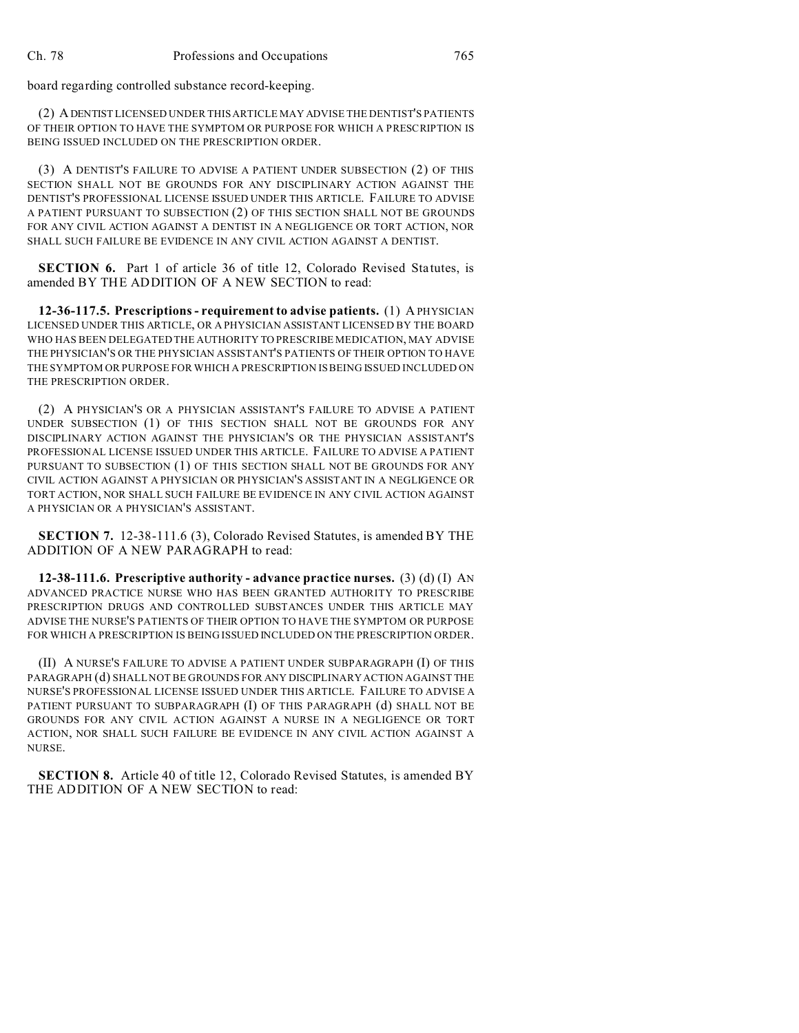board regarding controlled substance record-keeping.

(2) A DENTIST LICENSED UNDER THIS ARTICLE MAY ADVISE THE DENTIST'S PATIENTS OF THEIR OPTION TO HAVE THE SYMPTOM OR PURPOSE FOR WHICH A PRESCRIPTION IS BEING ISSUED INCLUDED ON THE PRESCRIPTION ORDER.

(3) A DENTIST'S FAILURE TO ADVISE A PATIENT UNDER SUBSECTION (2) OF THIS SECTION SHALL NOT BE GROUNDS FOR ANY DISCIPLINARY ACTION AGAINST THE DENTIST'S PROFESSIONAL LICENSE ISSUED UNDER THIS ARTICLE. FAILURE TO ADVISE A PATIENT PURSUANT TO SUBSECTION (2) OF THIS SECTION SHALL NOT BE GROUNDS FOR ANY CIVIL ACTION AGAINST A DENTIST IN A NEGLIGENCE OR TORT ACTION, NOR SHALL SUCH FAILURE BE EVIDENCE IN ANY CIVIL ACTION AGAINST A DENTIST.

**SECTION 6.** Part 1 of article 36 of title 12, Colorado Revised Statutes, is amended BY THE ADDITION OF A NEW SECTION to read:

**12-36-117.5. Prescriptions - requirement to advise patients.** (1) A PHYSICIAN LICENSED UNDER THIS ARTICLE, OR A PHYSICIAN ASSISTANT LICENSED BY THE BOARD WHO HAS BEEN DELEGATED THE AUTHORITY TO PRESCRIBE MEDICATION, MAY ADVISE THE PHYSICIAN'S OR THE PHYSICIAN ASSISTANT'S PATIENTS OF THEIR OPTION TO HAVE THE SYMPTOM OR PURPOSE FOR WHICH A PRESCRIPTION IS BEING ISSUED INCLUDED ON THE PRESCRIPTION ORDER.

(2) A PHYSICIAN'S OR A PHYSICIAN ASSISTANT'S FAILURE TO ADVISE A PATIENT UNDER SUBSECTION (1) OF THIS SECTION SHALL NOT BE GROUNDS FOR ANY DISCIPLINARY ACTION AGAINST THE PHYSICIAN'S OR THE PHYSICIAN ASSISTANT'S PROFESSIONAL LICENSE ISSUED UNDER THIS ARTICLE. FAILURE TO ADVISE A PATIENT PURSUANT TO SUBSECTION (1) OF THIS SECTION SHALL NOT BE GROUNDS FOR ANY CIVIL ACTION AGAINST A PHYSICIAN OR PHYSICIAN'S ASSISTANT IN A NEGLIGENCE OR TORT ACTION, NOR SHALL SUCH FAILURE BE EVIDENCE IN ANY CIVIL ACTION AGAINST A PHYSICIAN OR A PHYSICIAN'S ASSISTANT.

**SECTION 7.** 12-38-111.6 (3), Colorado Revised Statutes, is amended BY THE ADDITION OF A NEW PARAGRAPH to read:

**12-38-111.6. Prescriptive authority - advance practice nurses.** (3) (d) (I) AN ADVANCED PRACTICE NURSE WHO HAS BEEN GRANTED AUTHORITY TO PRESCRIBE PRESCRIPTION DRUGS AND CONTROLLED SUBSTANCES UNDER THIS ARTICLE MAY ADVISE THE NURSE'S PATIENTS OF THEIR OPTION TO HAVE THE SYMPTOM OR PURPOSE FOR WHICH A PRESCRIPTION IS BEING ISSUED INCLUDED ON THE PRESCRIPTION ORDER.

(II) A NURSE'S FAILURE TO ADVISE A PATIENT UNDER SUBPARAGRAPH (I) OF THIS PARAGRAPH (d) SHALL NOT BE GROUNDS FOR ANY DISCIPLINARY ACTION AGAINST THE NURSE'S PROFESSIONAL LICENSE ISSUED UNDER THIS ARTICLE. FAILURE TO ADVISE A PATIENT PURSUANT TO SUBPARAGRAPH (I) OF THIS PARAGRAPH (d) SHALL NOT BE GROUNDS FOR ANY CIVIL ACTION AGAINST A NURSE IN A NEGLIGENCE OR TORT ACTION, NOR SHALL SUCH FAILURE BE EVIDENCE IN ANY CIVIL ACTION AGAINST A NURSE.

**SECTION 8.** Article 40 of title 12, Colorado Revised Statutes, is amended BY THE ADDITION OF A NEW SECTION to read: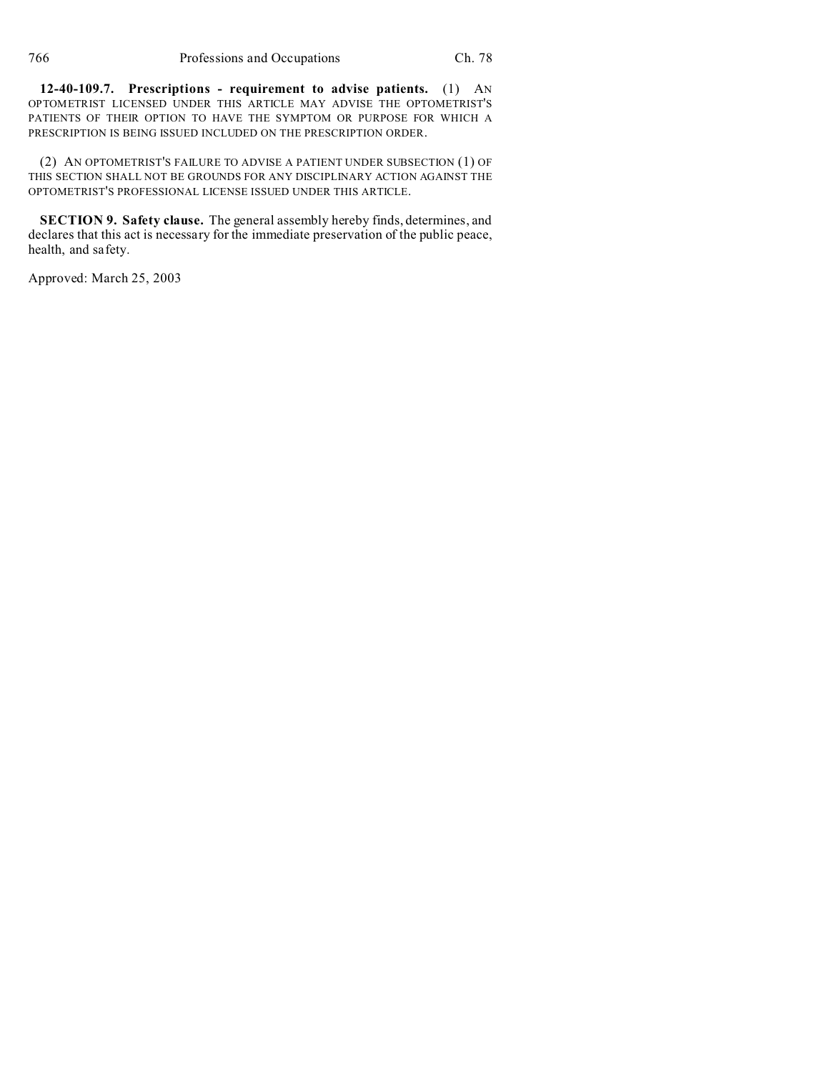**12-40-109.7. Prescriptions - requirement to advise patients.** (1) AN OPTOMETRIST LICENSED UNDER THIS ARTICLE MAY ADVISE THE OPTOMETRIST'S PATIENTS OF THEIR OPTION TO HAVE THE SYMPTOM OR PURPOSE FOR WHICH A PRESCRIPTION IS BEING ISSUED INCLUDED ON THE PRESCRIPTION ORDER.

(2) AN OPTOMETRIST'S FAILURE TO ADVISE A PATIENT UNDER SUBSECTION (1) OF THIS SECTION SHALL NOT BE GROUNDS FOR ANY DISCIPLINARY ACTION AGAINST THE OPTOMETRIST'S PROFESSIONAL LICENSE ISSUED UNDER THIS ARTICLE.

**SECTION 9. Safety clause.** The general assembly hereby finds, determines, and declares that this act is necessary for the immediate preservation of the public peace, health, and safety.

Approved: March 25, 2003